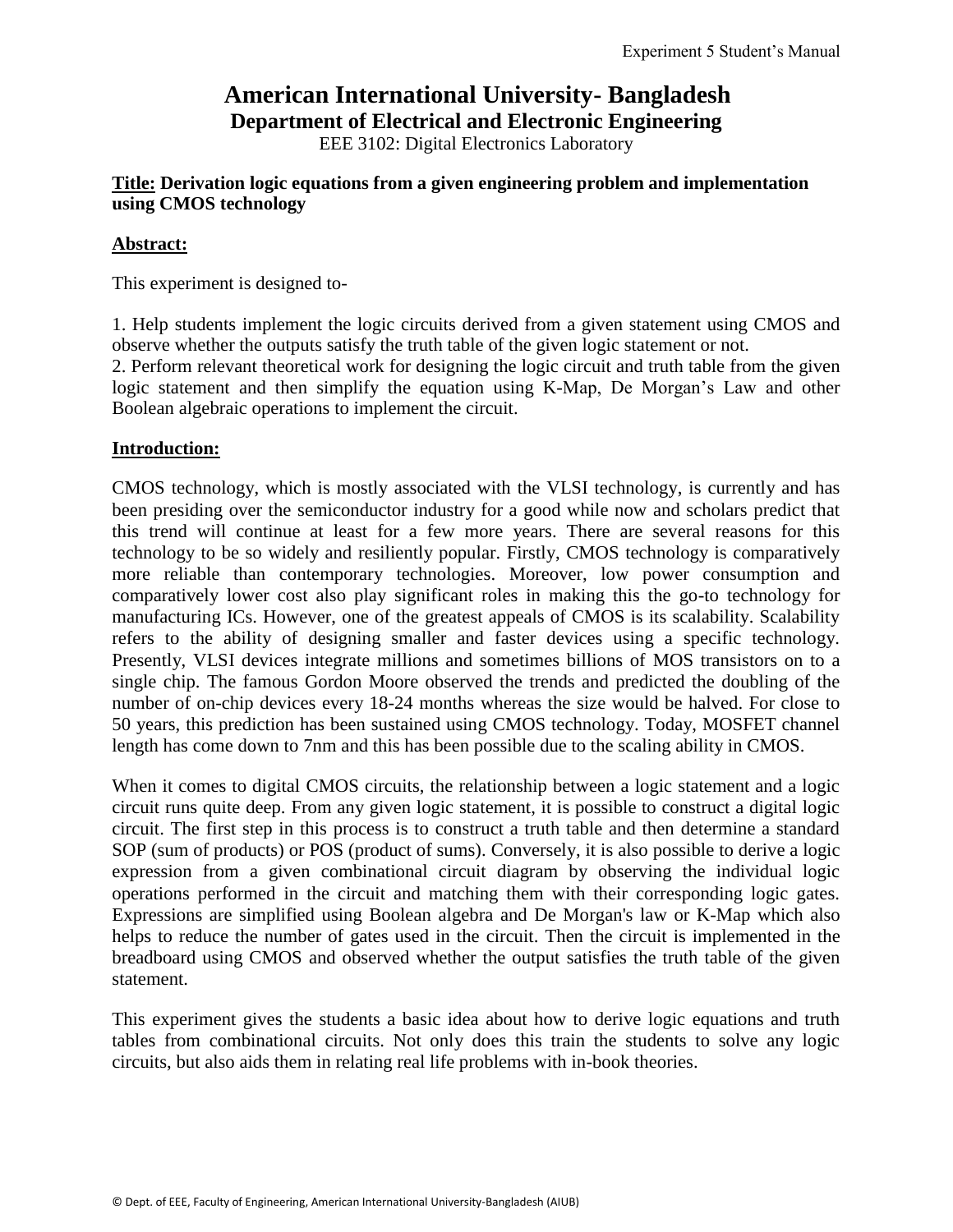# American International University- Bangladesh

## Department of Electrical and Electronic Engineering

EEE 3102: Digital Electronics Laboratory

**Title: Derivation logic equations from a given engineering problem and implementation using CMOS technology**

**Abstract:**

This experiment is designed to-

1. Help students implement the logic circuits derived from a given statement using CMOS and observe whether the outputs satisfy the truth table of the given logic statement or not.
2. Perform relevant theoretical work for designing the logic circuit and truth table from the given logic statement and then simplify the equation using K-Map, De Morgan's Law and other Boolean algebraic operations to implement the circuit.

**Introduction:**

CMOS technology, which is mostly associated with the VLSI technology, is currently and has been presiding over the semiconductor industry for a good while now and scholars predict that this trend will continue at least for a few more years. There are several reasons for this technology to be so widely and resiliently popular. Firstly, CMOS technology is comparatively more reliable than contemporary technologies. Moreover, low power consumption and comparatively lower cost also play significant roles in making this the go-to technology for manufacturing ICs. However, one of the greatest appeals of CMOS is its scalability. Scalability refers to the ability of designing smaller and faster devices using a specific technology. Presently, VLSI devices integrate millions and sometimes billions of MOS transistors on to a single chip. The famous Gordon Moore observed the trends and predicted the doubling of the number of on-chip devices every 18-24 months whereas the size would be halved. For close to 50 years, this prediction has been sustained using CMOS technology. Today, MOSFET channel length has come down to 7nm and this has been possible due to the scaling ability in CMOS.

When it comes to digital CMOS circuits, the relationship between a logic statement and a logic circuit runs quite deep. From any given logic statement, it is possible to construct a digital logic circuit. The first step in this process is to construct a truth table and then determine a standard SOP (sum of products) or POS (product of sums). Conversely, it is also possible to derive a logic expression from a given combinational circuit diagram by observing the individual logic operations performed in the circuit and matching them with their corresponding logic gates. Expressions are simplified using Boolean algebra and De Morgan's law or K-Map which also helps to reduce the number of gates used in the circuit. Then the circuit is implemented in the breadboard using CMOS and observed whether the output satisfies the truth table of the given statement.

This experiment gives the students a basic idea about how to derive logic equations and truth tables from combinational circuits. Not only does this train the students to solve any logic circuits, but also aids them in relating real life problems with in-book theories.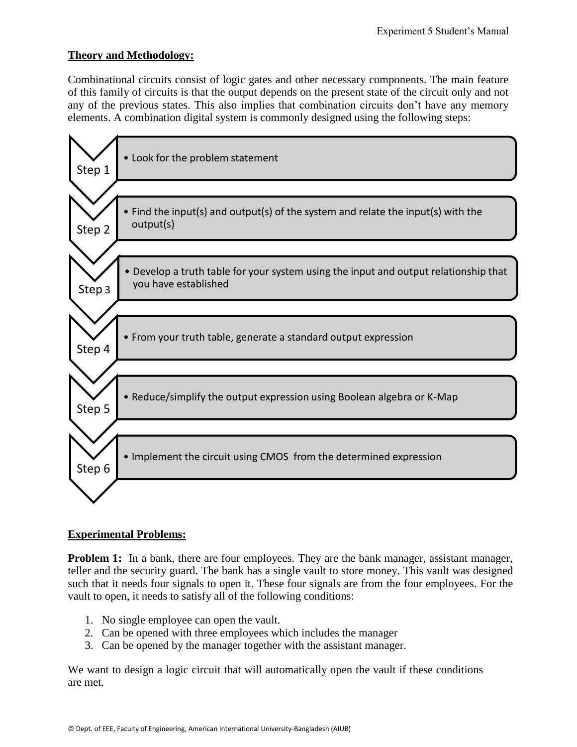**Theory and Methodology:**

Combinational circuits consist of logic gates and other necessary components. The main feature of this family of circuits is that the output depends on the present state of the circuit only and not any of the previous states. This also implies that combination circuits don't have any memory elements. A combination digital system is commonly designed using the following steps:

- **Step 1**
  - Look for the problem statement
- **Step 2**
  - Find the input(s) and output(s) of the system and relate the input(s) with the output(s)
- **Step 3**
  - Develop a truth table for your system using the input and output relationship that you have established
- **Step 4**
  - From your truth table, generate a standard output expression
- **Step 5**
  - Reduce/simplify the output expression using Boolean algebra or K-Map
- **Step 6**
  - Implement the circuit using CMOS from the determined expression

**Experimental Problems:**

**Problem 1:** In a bank, there are four employees. They are the bank manager, assistant manager, teller and the security guard. The bank has a single vault to store money. This vault was designed such that it needs four signals to open it. These four signals are from the four employees. For the vault to open, it needs to satisfy all of the following conditions:

1. No single employee can open the vault.
2. Can be opened with three employees which includes the manager
3. Can be opened by the manager together with the assistant manager.

We want to design a logic circuit that will automatically open the vault if these conditions are met.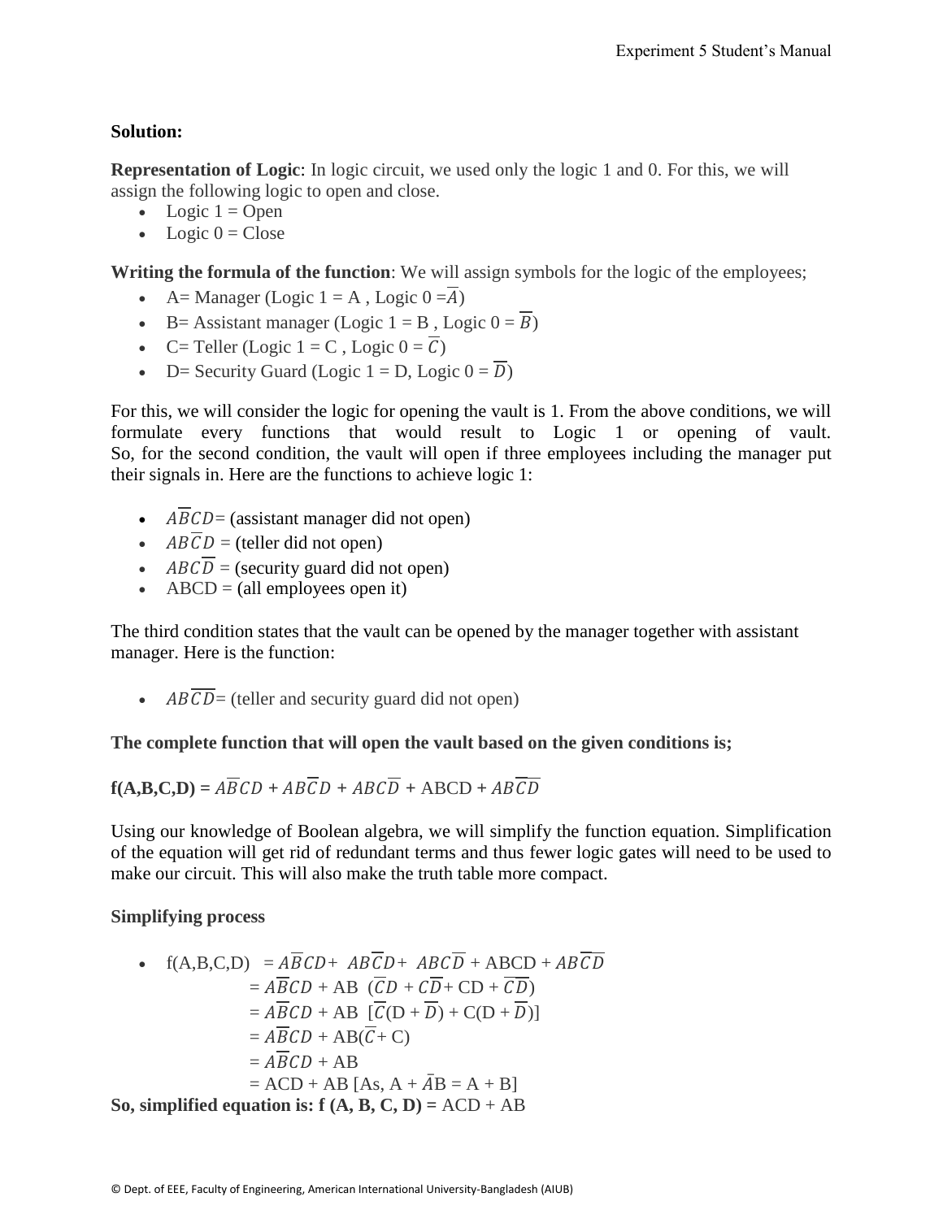**Solution:**

**Representation of Logic**: In logic circuit, we used only the logic 1 and 0. For this, we will assign the following logic to open and close.

- Logic 1 = Open
- Logic 0 = Close

**Writing the formula of the function**: We will assign symbols for the logic of the employees;

- A= Manager (Logic 1 = A , Logic 0 =$\overline{A}$)
- B= Assistant manager (Logic 1 = B , Logic 0 = $\overline{B}$)
- C= Teller (Logic 1 = C , Logic 0 = $\overline{C}$)
- D= Security Guard (Logic 1 = D, Logic 0 = $\overline{D}$)

For this, we will consider the logic for opening the vault is 1. From the above conditions, we will formulate every functions that would result to Logic 1 or opening of vault. So, for the second condition, the vault will open if three employees including the manager put their signals in. Here are the functions to achieve logic 1:

- $A\overline{B}CD$= (assistant manager did not open)
- $AB\overline{C}D$ = (teller did not open)
- $ABC\overline{D}$ = (security guard did not open)
- ABCD = (all employees open it)

The third condition states that the vault can be opened by the manager together with assistant manager. Here is the function:

- $AB\overline{C}\overline{D}$= (teller and security guard did not open)

**The complete function that will open the vault based on the given conditions is;**

**f(A,B,C,D) =** $A\overline{B}CD + AB\overline{C}D + ABC\overline{D} + ABCD + AB\overline{C}\overline{D}$

Using our knowledge of Boolean algebra, we will simplify the function equation. Simplification of the equation will get rid of redundant terms and thus fewer logic gates will need to be used to make our circuit. This will also make the truth table more compact.

**Simplifying process**

- $f(A,B,C,D) = A\overline{B}CD + AB\overline{C}D + ABC\overline{D} + ABCD + AB\overline{C}\overline{D}$

$$= A\overline{B}CD + AB\ (\overline{C}D + C\overline{D} + CD + \overline{C}\overline{D})$$

$$= A\overline{B}CD + AB\ [\overline{C}(D + \overline{D}) + C(D + \overline{D})]$$

$$= A\overline{B}CD + AB(\overline{C} + C)$$

$$= A\overline{B}CD + AB$$

$$= ACD + AB\ [\text{As, } A + \bar{A}B = A + B]$$

**So, simplified equation is: f (A, B, C, D) =** ACD + AB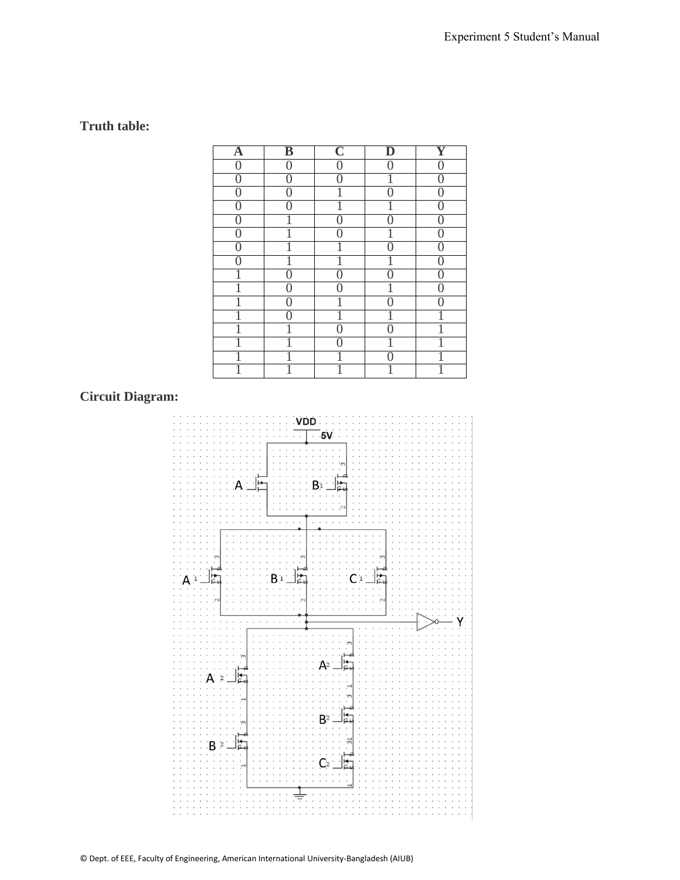**Truth table:**

| A | B | C | D | Y |
|---|---|---|---|---|
| 0 | 0 | 0 | 0 | 0 |
| 0 | 0 | 0 | 1 | 0 |
| 0 | 0 | 1 | 0 | 0 |
| 0 | 0 | 1 | 1 | 0 |
| 0 | 1 | 0 | 0 | 0 |
| 0 | 1 | 0 | 1 | 0 |
| 0 | 1 | 1 | 0 | 0 |
| 0 | 1 | 1 | 1 | 0 |
| 1 | 0 | 0 | 0 | 0 |
| 1 | 0 | 0 | 1 | 0 |
| 1 | 0 | 1 | 0 | 0 |
| 1 | 0 | 1 | 1 | 1 |
| 1 | 1 | 0 | 0 | 1 |
| 1 | 1 | 0 | 1 | 1 |
| 1 | 1 | 1 | 0 | 1 |
| 1 | 1 | 1 | 1 | 1 |

**Circuit Diagram:**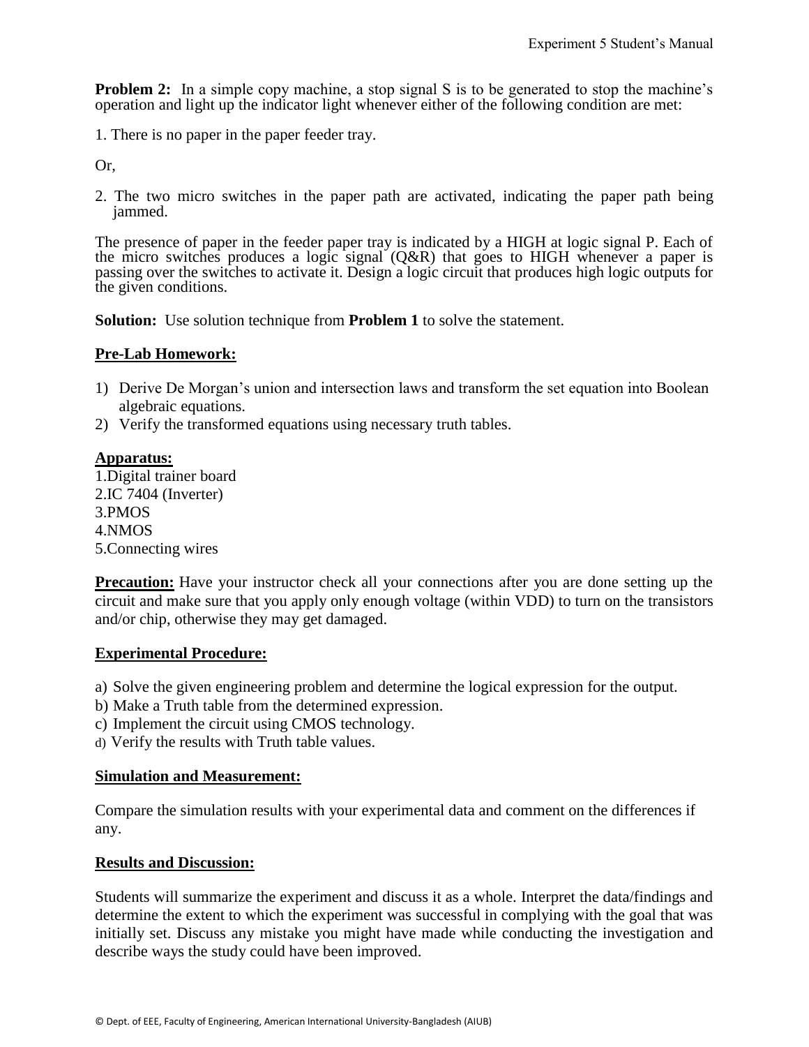**Problem 2:** In a simple copy machine, a stop signal S is to be generated to stop the machine's operation and light up the indicator light whenever either of the following condition are met:

1. There is no paper in the paper feeder tray.

Or,

2. The two micro switches in the paper path are activated, indicating the paper path being jammed.

The presence of paper in the feeder paper tray is indicated by a HIGH at logic signal P. Each of the micro switches produces a logic signal (Q&R) that goes to HIGH whenever a paper is passing over the switches to activate it. Design a logic circuit that produces high logic outputs for the given conditions.

**Solution:** Use solution technique from **Problem 1** to solve the statement.

## Pre-Lab Homework:

1) Derive De Morgan's union and intersection laws and transform the set equation into Boolean algebraic equations.
2) Verify the transformed equations using necessary truth tables.

## Apparatus:

1. Digital trainer board
2. IC 7404 (Inverter)
3. PMOS
4. NMOS
5. Connecting wires

**Precaution:** Have your instructor check all your connections after you are done setting up the circuit and make sure that you apply only enough voltage (within VDD) to turn on the transistors and/or chip, otherwise they may get damaged.

## Experimental Procedure:

a) Solve the given engineering problem and determine the logical expression for the output.
b) Make a Truth table from the determined expression.
c) Implement the circuit using CMOS technology.
d) Verify the results with Truth table values.

## Simulation and Measurement:

Compare the simulation results with your experimental data and comment on the differences if any.

## Results and Discussion:

Students will summarize the experiment and discuss it as a whole. Interpret the data/findings and determine the extent to which the experiment was successful in complying with the goal that was initially set. Discuss any mistake you might have made while conducting the investigation and describe ways the study could have been improved.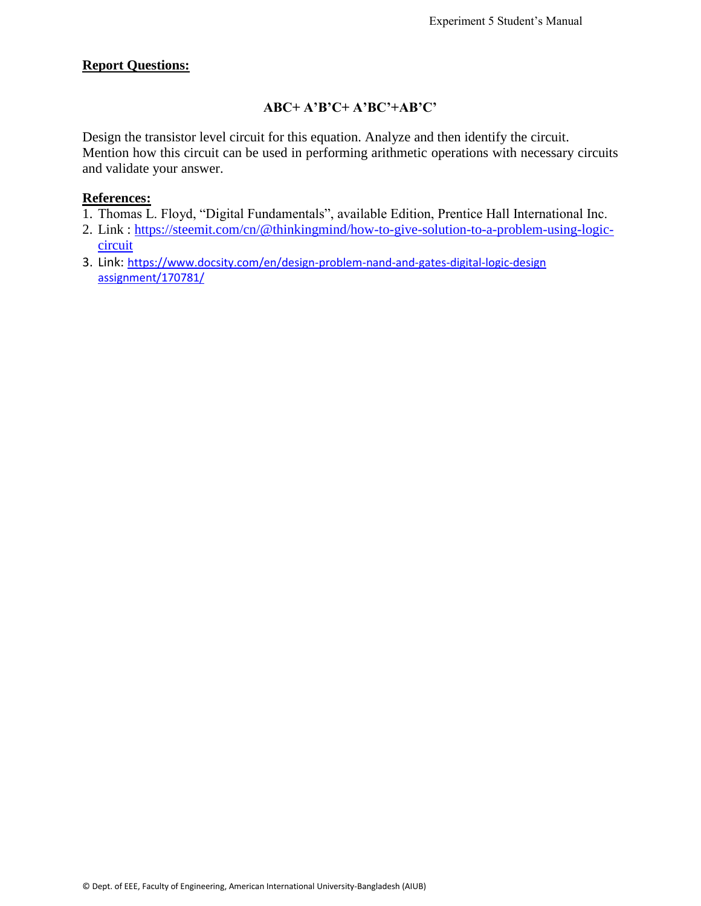**Report Questions:**

**ABC+ A'B'C+ A'BC'+AB'C'**

Design the transistor level circuit for this equation. Analyze and then identify the circuit. Mention how this circuit can be used in performing arithmetic operations with necessary circuits and validate your answer.

**References:**

1. Thomas L. Floyd, "Digital Fundamentals", available Edition, Prentice Hall International Inc.
2. Link : https://steemit.com/cn/@thinkingmind/how-to-give-solution-to-a-problem-using-logic-circuit
3. Link: https://www.docsity.com/en/design-problem-nand-and-gates-digital-logic-design assignment/170781/

© Dept. of EEE, Faculty of Engineering, American International University-Bangladesh (AIUB)